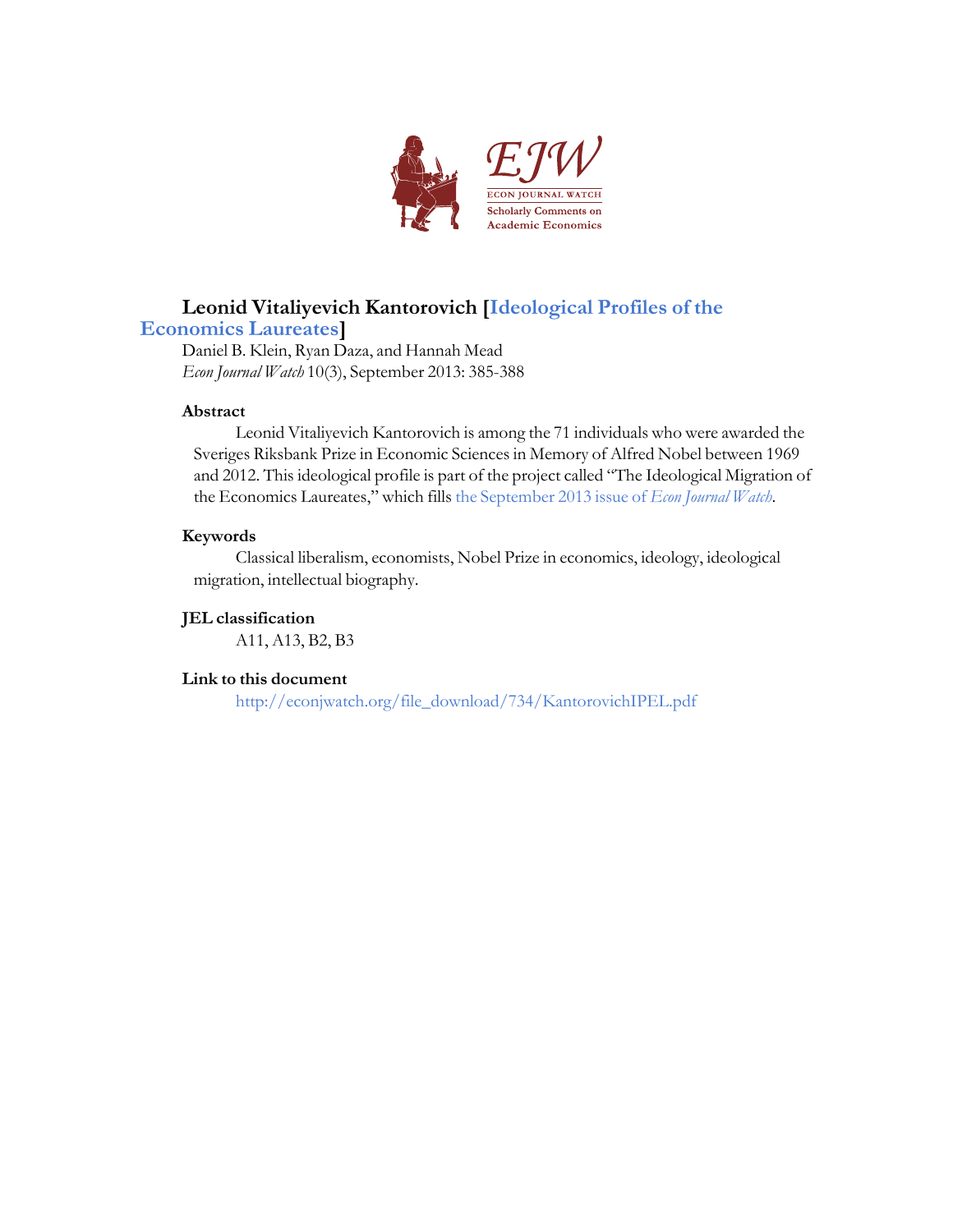# Leonid Vitaliyevich Kantorovich [Ideological Profiles of the Economics Laureates]

Daniel B. Klein, Ryan Daza, and Hannah Mead
*Econ Journal Watch* 10(3), September 2013: 385-388

### Abstract

Leonid Vitaliyevich Kantorovich is among the 71 individuals who were awarded the Sveriges Riksbank Prize in Economic Sciences in Memory of Alfred Nobel between 1969 and 2012. This ideological profile is part of the project called "The Ideological Migration of the Economics Laureates," which fills the September 2013 issue of *Econ Journal Watch*.

### Keywords

Classical liberalism, economists, Nobel Prize in economics, ideology, ideological migration, intellectual biography.

### JEL classification

A11, A13, B2, B3

### Link to this document

http://econjwatch.org/file_download/734/KantorovichIPEL.pdf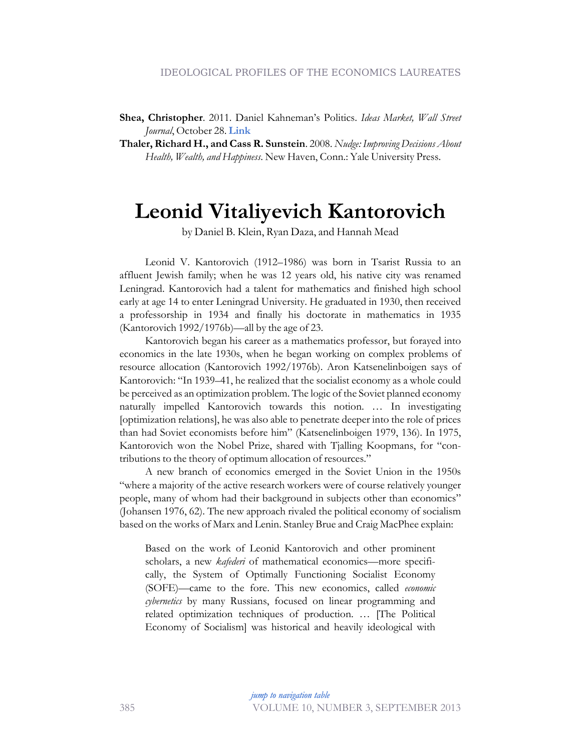**Shea, Christopher**. 2011. Daniel Kahneman's Politics. *Ideas Market, Wall Street Journal*, October 28. **Link**

**Thaler, Richard H., and Cass R. Sunstein**. 2008. *Nudge: Improving Decisions About Health, Wealth, and Happiness*. New Haven, Conn.: Yale University Press.

# Leonid Vitaliyevich Kantorovich

by Daniel B. Klein, Ryan Daza, and Hannah Mead

Leonid V. Kantorovich (1912–1986) was born in Tsarist Russia to an affluent Jewish family; when he was 12 years old, his native city was renamed Leningrad. Kantorovich had a talent for mathematics and finished high school early at age 14 to enter Leningrad University. He graduated in 1930, then received a professorship in 1934 and finally his doctorate in mathematics in 1935 (Kantorovich 1992/1976b)—all by the age of 23.

Kantorovich began his career as a mathematics professor, but forayed into economics in the late 1930s, when he began working on complex problems of resource allocation (Kantorovich 1992/1976b). Aron Katsenelinboigen says of Kantorovich: "In 1939–41, he realized that the socialist economy as a whole could be perceived as an optimization problem. The logic of the Soviet planned economy naturally impelled Kantorovich towards this notion. … In investigating [optimization relations], he was also able to penetrate deeper into the role of prices than had Soviet economists before him" (Katsenelinboigen 1979, 136). In 1975, Kantorovich won the Nobel Prize, shared with Tjalling Koopmans, for "contributions to the theory of optimum allocation of resources."

A new branch of economics emerged in the Soviet Union in the 1950s "where a majority of the active research workers were of course relatively younger people, many of whom had their background in subjects other than economics" (Johansen 1976, 62). The new approach rivaled the political economy of socialism based on the works of Marx and Lenin. Stanley Brue and Craig MacPhee explain:

> Based on the work of Leonid Kantorovich and other prominent scholars, a new *kafederi* of mathematical economics—more specifically, the System of Optimally Functioning Socialist Economy (SOFE)—came to the fore. This new economics, called *economic cybernetics* by many Russians, focused on linear programming and related optimization techniques of production. … [The Political Economy of Socialism] was historical and heavily ideological with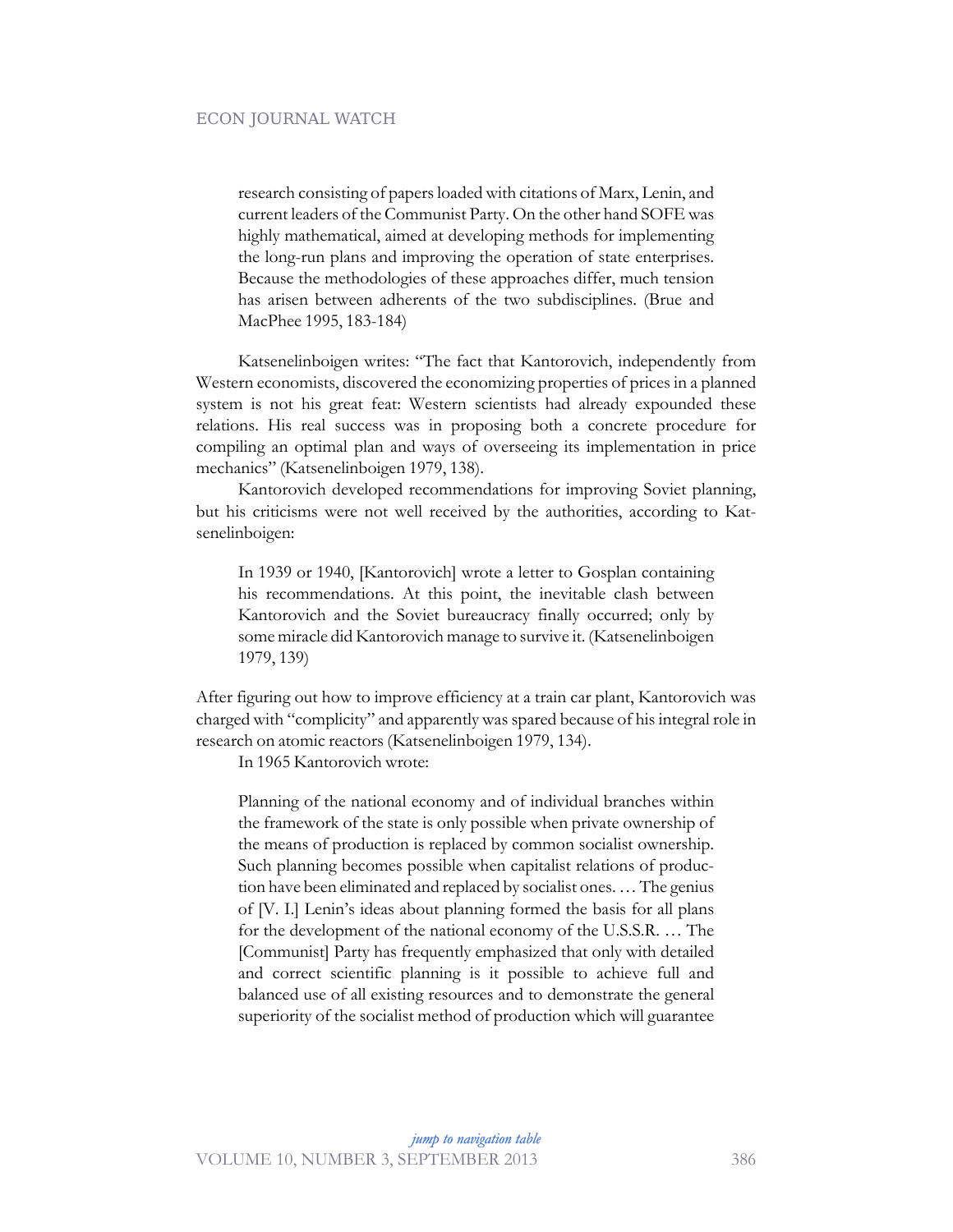> research consisting of papers loaded with citations of Marx, Lenin, and current leaders of the Communist Party. On the other hand SOFE was highly mathematical, aimed at developing methods for implementing the long-run plans and improving the operation of state enterprises. Because the methodologies of these approaches differ, much tension has arisen between adherents of the two subdisciplines. (Brue and MacPhee 1995, 183-184)

Katsenelinboigen writes: "The fact that Kantorovich, independently from Western economists, discovered the economizing properties of prices in a planned system is not his great feat: Western scientists had already expounded these relations. His real success was in proposing both a concrete procedure for compiling an optimal plan and ways of overseeing its implementation in price mechanics" (Katsenelinboigen 1979, 138).

Kantorovich developed recommendations for improving Soviet planning, but his criticisms were not well received by the authorities, according to Katsenelinboigen:

> In 1939 or 1940, [Kantorovich] wrote a letter to Gosplan containing his recommendations. At this point, the inevitable clash between Kantorovich and the Soviet bureaucracy finally occurred; only by some miracle did Kantorovich manage to survive it. (Katsenelinboigen 1979, 139)

After figuring out how to improve efficiency at a train car plant, Kantorovich was charged with "complicity" and apparently was spared because of his integral role in research on atomic reactors (Katsenelinboigen 1979, 134).

In 1965 Kantorovich wrote:

> Planning of the national economy and of individual branches within the framework of the state is only possible when private ownership of the means of production is replaced by common socialist ownership. Such planning becomes possible when capitalist relations of production have been eliminated and replaced by socialist ones. … The genius of [V. I.] Lenin's ideas about planning formed the basis for all plans for the development of the national economy of the U.S.S.R. … The [Communist] Party has frequently emphasized that only with detailed and correct scientific planning is it possible to achieve full and balanced use of all existing resources and to demonstrate the general superiority of the socialist method of production which will guarantee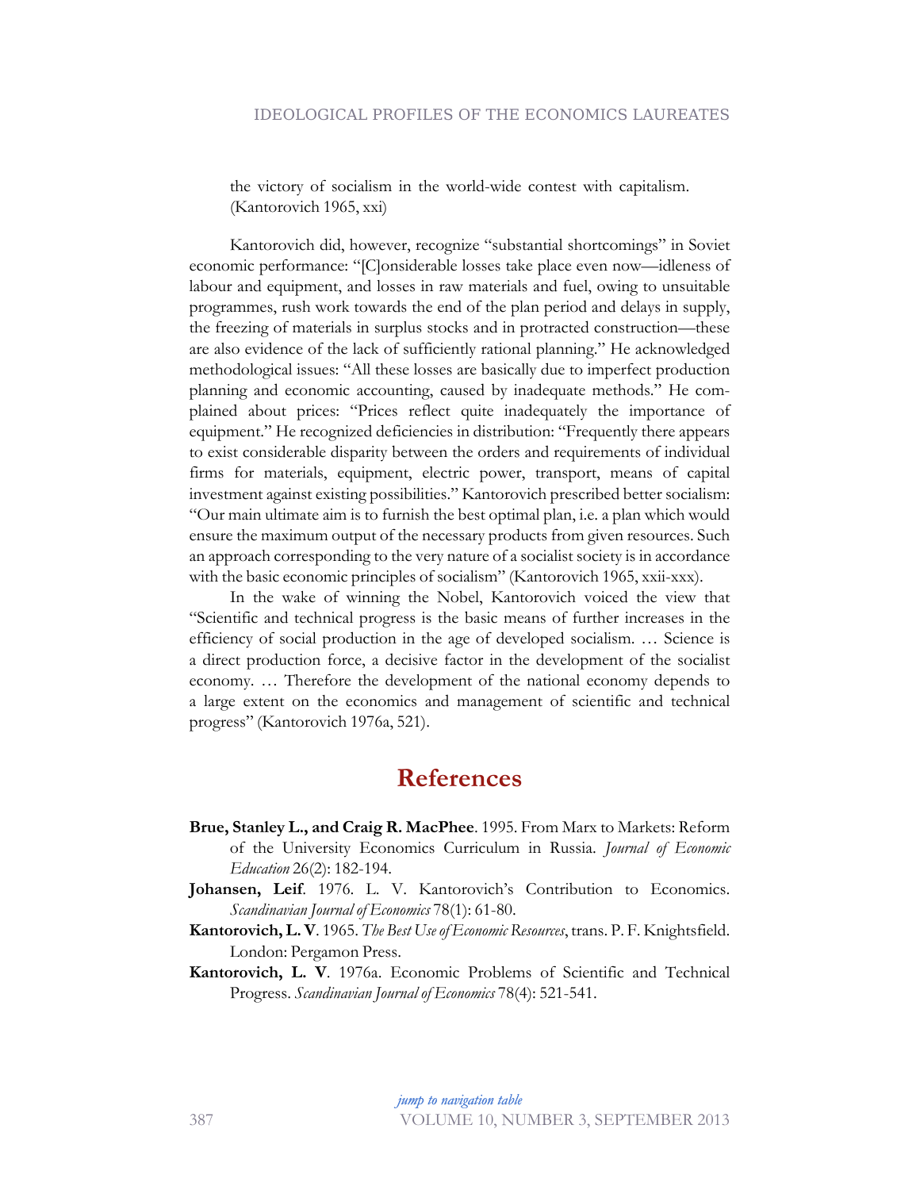the victory of socialism in the world-wide contest with capitalism. (Kantorovich 1965, xxi)

Kantorovich did, however, recognize "substantial shortcomings" in Soviet economic performance: "[C]onsiderable losses take place even now—idleness of labour and equipment, and losses in raw materials and fuel, owing to unsuitable programmes, rush work towards the end of the plan period and delays in supply, the freezing of materials in surplus stocks and in protracted construction—these are also evidence of the lack of sufficiently rational planning." He acknowledged methodological issues: "All these losses are basically due to imperfect production planning and economic accounting, caused by inadequate methods." He complained about prices: "Prices reflect quite inadequately the importance of equipment." He recognized deficiencies in distribution: "Frequently there appears to exist considerable disparity between the orders and requirements of individual firms for materials, equipment, electric power, transport, means of capital investment against existing possibilities." Kantorovich prescribed better socialism: "Our main ultimate aim is to furnish the best optimal plan, i.e. a plan which would ensure the maximum output of the necessary products from given resources. Such an approach corresponding to the very nature of a socialist society is in accordance with the basic economic principles of socialism" (Kantorovich 1965, xxii-xxx).

In the wake of winning the Nobel, Kantorovich voiced the view that "Scientific and technical progress is the basic means of further increases in the efficiency of social production in the age of developed socialism. … Science is a direct production force, a decisive factor in the development of the socialist economy. … Therefore the development of the national economy depends to a large extent on the economics and management of scientific and technical progress" (Kantorovich 1976a, 521).

## References

**Brue, Stanley L., and Craig R. MacPhee**. 1995. From Marx to Markets: Reform of the University Economics Curriculum in Russia. *Journal of Economic Education* 26(2): 182-194.

**Johansen, Leif**. 1976. L. V. Kantorovich's Contribution to Economics. *Scandinavian Journal of Economics* 78(1): 61-80.

**Kantorovich, L. V**. 1965. *The Best Use of Economic Resources*, trans. P. F. Knightsfield. London: Pergamon Press.

**Kantorovich, L. V**. 1976a. Economic Problems of Scientific and Technical Progress. *Scandinavian Journal of Economics* 78(4): 521-541.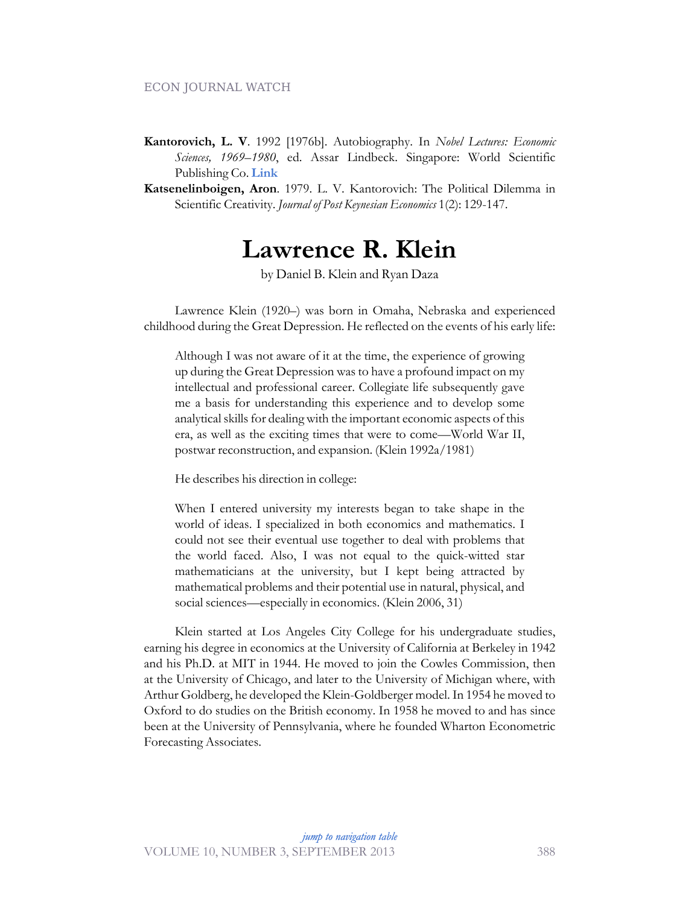**Kantorovich, L. V**. 1992 [1976b]. Autobiography. In *Nobel Lectures: Economic Sciences, 1969–1980*, ed. Assar Lindbeck. Singapore: World Scientific Publishing Co. **Link**

**Katsenelinboigen, Aron**. 1979. L. V. Kantorovich: The Political Dilemma in Scientific Creativity. *Journal of Post Keynesian Economics* 1(2): 129-147.

# Lawrence R. Klein

by Daniel B. Klein and Ryan Daza

Lawrence Klein (1920–) was born in Omaha, Nebraska and experienced childhood during the Great Depression. He reflected on the events of his early life:

> Although I was not aware of it at the time, the experience of growing up during the Great Depression was to have a profound impact on my intellectual and professional career. Collegiate life subsequently gave me a basis for understanding this experience and to develop some analytical skills for dealing with the important economic aspects of this era, as well as the exciting times that were to come—World War II, postwar reconstruction, and expansion. (Klein 1992a/1981)

He describes his direction in college:

> When I entered university my interests began to take shape in the world of ideas. I specialized in both economics and mathematics. I could not see their eventual use together to deal with problems that the world faced. Also, I was not equal to the quick-witted star mathematicians at the university, but I kept being attracted by mathematical problems and their potential use in natural, physical, and social sciences—especially in economics. (Klein 2006, 31)

Klein started at Los Angeles City College for his undergraduate studies, earning his degree in economics at the University of California at Berkeley in 1942 and his Ph.D. at MIT in 1944. He moved to join the Cowles Commission, then at the University of Chicago, and later to the University of Michigan where, with Arthur Goldberg, he developed the Klein-Goldberger model. In 1954 he moved to Oxford to do studies on the British economy. In 1958 he moved to and has since been at the University of Pennsylvania, where he founded Wharton Econometric Forecasting Associates.